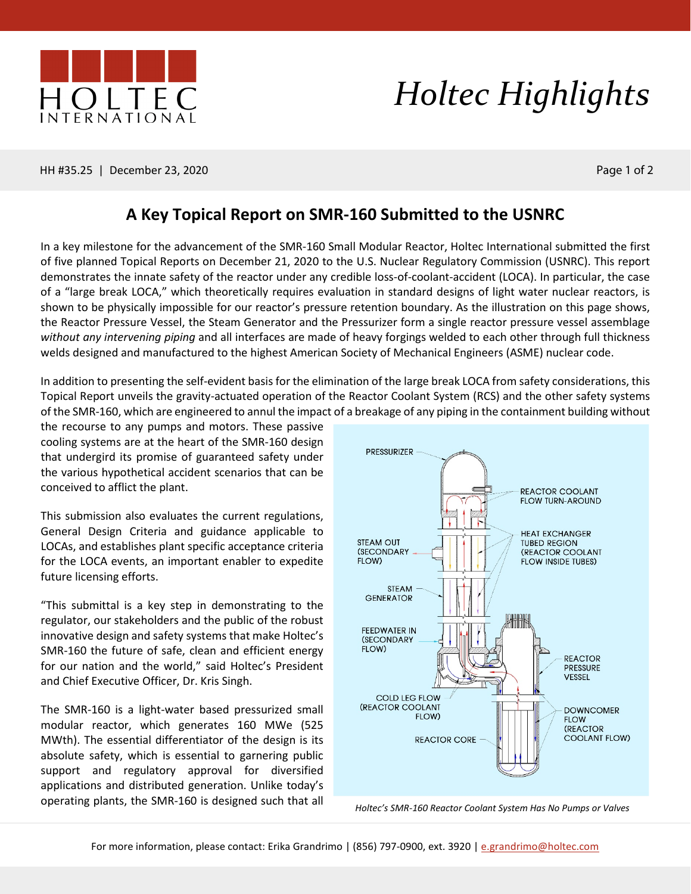# Holtec Highlights

HH #35.25 | December 23, 2020

## A Key Topical Report on SMR-160 Submitted to the USNRC

In a key milestone for the advancement of the SMR-160 Small Modular Reactor, Holtec International submitted the first of five planned Topical Reports on December 21, 2020 to the U.S. Nuclear Regulatory Commission (USNRC). This report demonstrates the innate safety of the reactor under any credible loss-of-coolant-accident (LOCA). In particular, the case of a "large break LOCA," which theoretically requires evaluation in standard designs of light water nuclear reactors, is shown to be physically impossible for our reactor's pressure retention boundary. As the illustration on this page shows, the Reactor Pressure Vessel, the Steam Generator and the Pressurizer form a single reactor pressure vessel assemblage *without any intervening piping* and all interfaces are made of heavy forgings welded to each other through full thickness welds designed and manufactured to the highest American Society of Mechanical Engineers (ASME) nuclear code.

In addition to presenting the self-evident basis for the elimination of the large break LOCA from safety considerations, this Topical Report unveils the gravity-actuated operation of the Reactor Coolant System (RCS) and the other safety systems of the SMR-160, which are engineered to annul the impact of a breakage of any piping in the containment building without the recourse to any pumps and motors. These passive cooling systems are at the heart of the SMR-160 design that undergird its promise of guaranteed safety under the various hypothetical accident scenarios that can be conceived to afflict the plant.

This submission also evaluates the current regulations, General Design Criteria and guidance applicable to LOCAs, and establishes plant specific acceptance criteria for the LOCA events, an important enabler to expedite future licensing efforts.

"This submittal is a key step in demonstrating to the regulator, our stakeholders and the public of the robust innovative design and safety systems that make Holtec's SMR-160 the future of safe, clean and efficient energy for our nation and the world," said Holtec's President and Chief Executive Officer, Dr. Kris Singh.

The SMR-160 is a light-water based pressurized small modular reactor, which generates 160 MWe (525 MWth). The essential differentiator of the design is its absolute safety, which is essential to garnering public support and regulatory approval for diversified applications and distributed generation. Unlike today's operating plants, the SMR-160 is designed such that all

PRESSURIZER
REACTOR COOLANT FLOW TURN-AROUND
HEAT EXCHANGER TUBED REGION (REACTOR COOLANT FLOW INSIDE TUBES)
STEAM OUT (SECONDARY FLOW)
STEAM GENERATOR
FEEDWATER IN (SECONDARY FLOW)
REACTOR PRESSURE VESSEL
COLD LEG FLOW (REACTOR COOLANT FLOW)
DOWNCOMER FLOW (REACTOR COOLANT FLOW)
REACTOR CORE

*Holtec's SMR-160 Reactor Coolant System Has No Pumps or Valves*

For more information, please contact: Erika Grandrimo | (856) 797-0900, ext. 3920 | e.grandrimo@holtec.com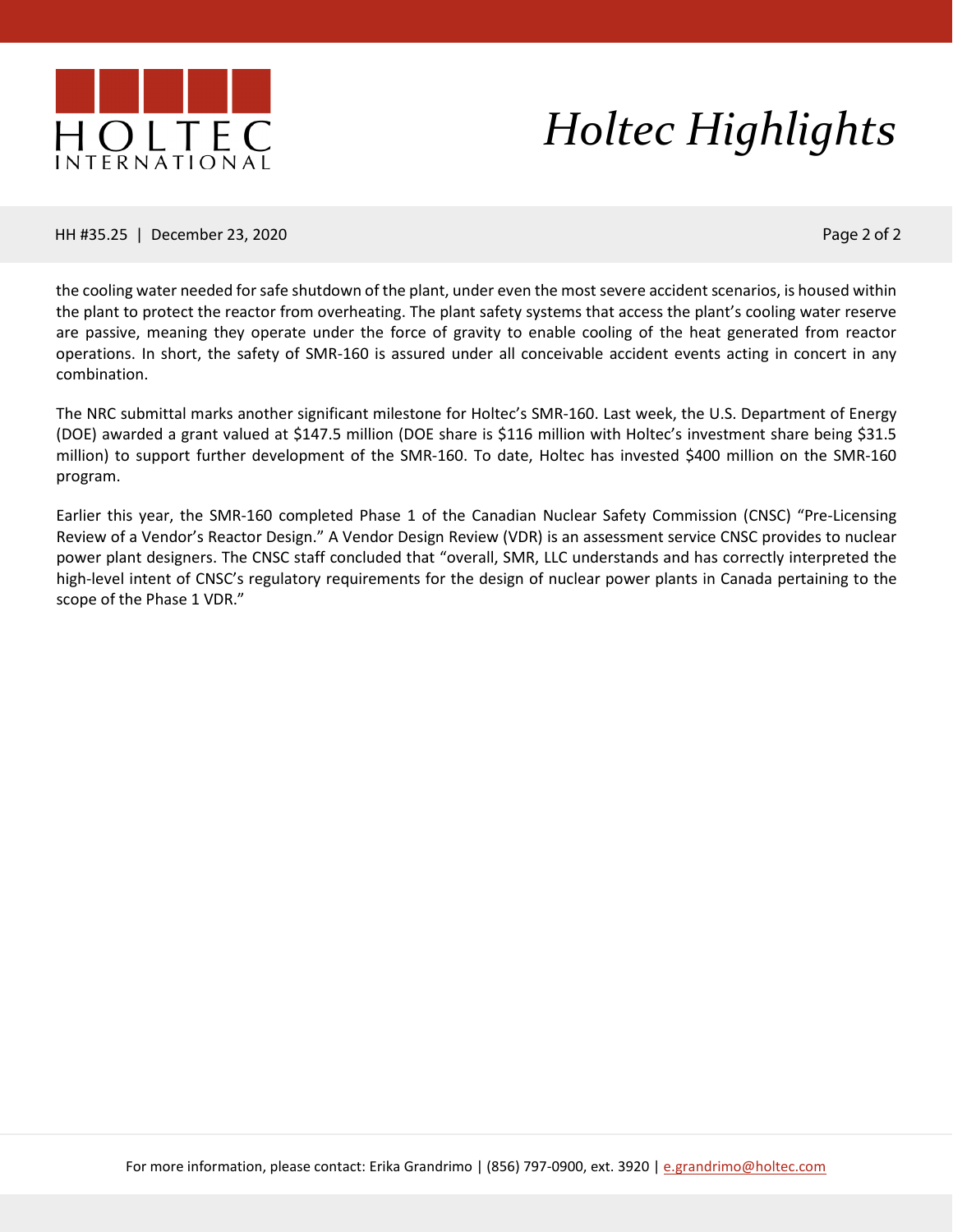the cooling water needed for safe shutdown of the plant, under even the most severe accident scenarios, is housed within the plant to protect the reactor from overheating. The plant safety systems that access the plant's cooling water reserve are passive, meaning they operate under the force of gravity to enable cooling of the heat generated from reactor operations. In short, the safety of SMR-160 is assured under all conceivable accident events acting in concert in any combination.

The NRC submittal marks another significant milestone for Holtec's SMR-160. Last week, the U.S. Department of Energy (DOE) awarded a grant valued at $147.5 million (DOE share is $116 million with Holtec's investment share being $31.5 million) to support further development of the SMR-160. To date, Holtec has invested $400 million on the SMR-160 program.

Earlier this year, the SMR-160 completed Phase 1 of the Canadian Nuclear Safety Commission (CNSC) "Pre-Licensing Review of a Vendor's Reactor Design." A Vendor Design Review (VDR) is an assessment service CNSC provides to nuclear power plant designers. The CNSC staff concluded that "overall, SMR, LLC understands and has correctly interpreted the high-level intent of CNSC's regulatory requirements for the design of nuclear power plants in Canada pertaining to the scope of the Phase 1 VDR."

For more information, please contact: Erika Grandrimo | (856) 797-0900, ext. 3920 | e.grandrimo@holtec.com